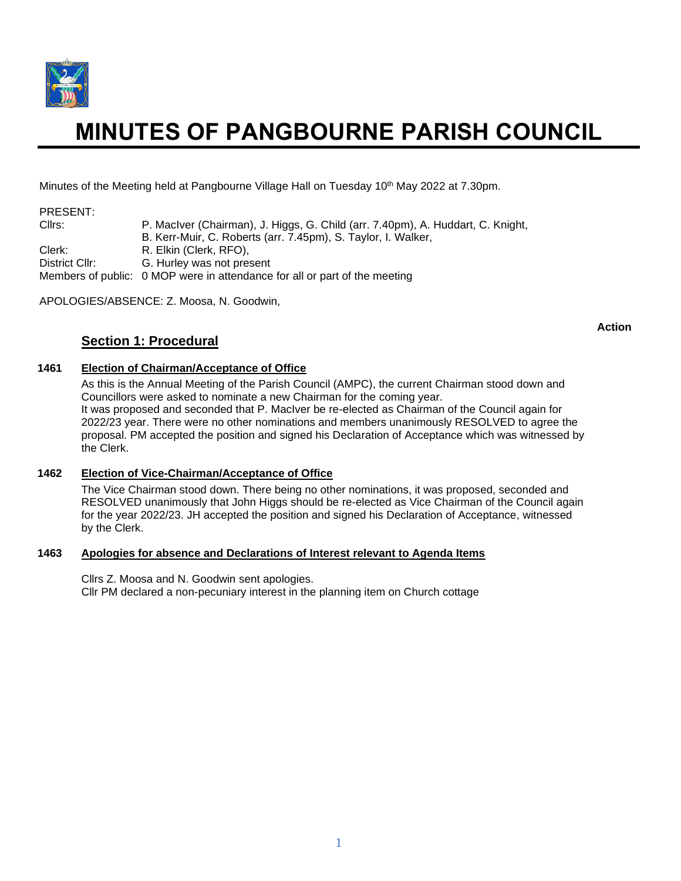# MINUTES OF PANGBOURNE PARISH COUNCIL

Minutes of the Meeting held at Pangbourne Village Hall on Tuesday 10th May 2022 at 7.30pm.

PRESENT:

| | |
|---|---|
| Cllrs: | P. MacIver (Chairman), J. Higgs, G. Child (arr. 7.40pm), A. Huddart, C. Knight, B. Kerr-Muir, C. Roberts (arr. 7.45pm), S. Taylor, I. Walker, |
| Clerk: | R. Elkin (Clerk, RFO), |
| District Cllr: | G. Hurley was not present |
| Members of public: | 0 MOP were in attendance for all or part of the meeting |

APOLOGIES/ABSENCE: Z. Moosa, N. Goodwin,

**Action**

## Section 1: Procedural

### 1461 Election of Chairman/Acceptance of Office

As this is the Annual Meeting of the Parish Council (AMPC), the current Chairman stood down and Councillors were asked to nominate a new Chairman for the coming year.
It was proposed and seconded that P. MacIver be re-elected as Chairman of the Council again for 2022/23 year. There were no other nominations and members unanimously RESOLVED to agree the proposal. PM accepted the position and signed his Declaration of Acceptance which was witnessed by the Clerk.

### 1462 Election of Vice-Chairman/Acceptance of Office

The Vice Chairman stood down. There being no other nominations, it was proposed, seconded and RESOLVED unanimously that John Higgs should be re-elected as Vice Chairman of the Council again for the year 2022/23. JH accepted the position and signed his Declaration of Acceptance, witnessed by the Clerk.

### 1463 Apologies for absence and Declarations of Interest relevant to Agenda Items

Cllrs Z. Moosa and N. Goodwin sent apologies.
Cllr PM declared a non-pecuniary interest in the planning item on Church cottage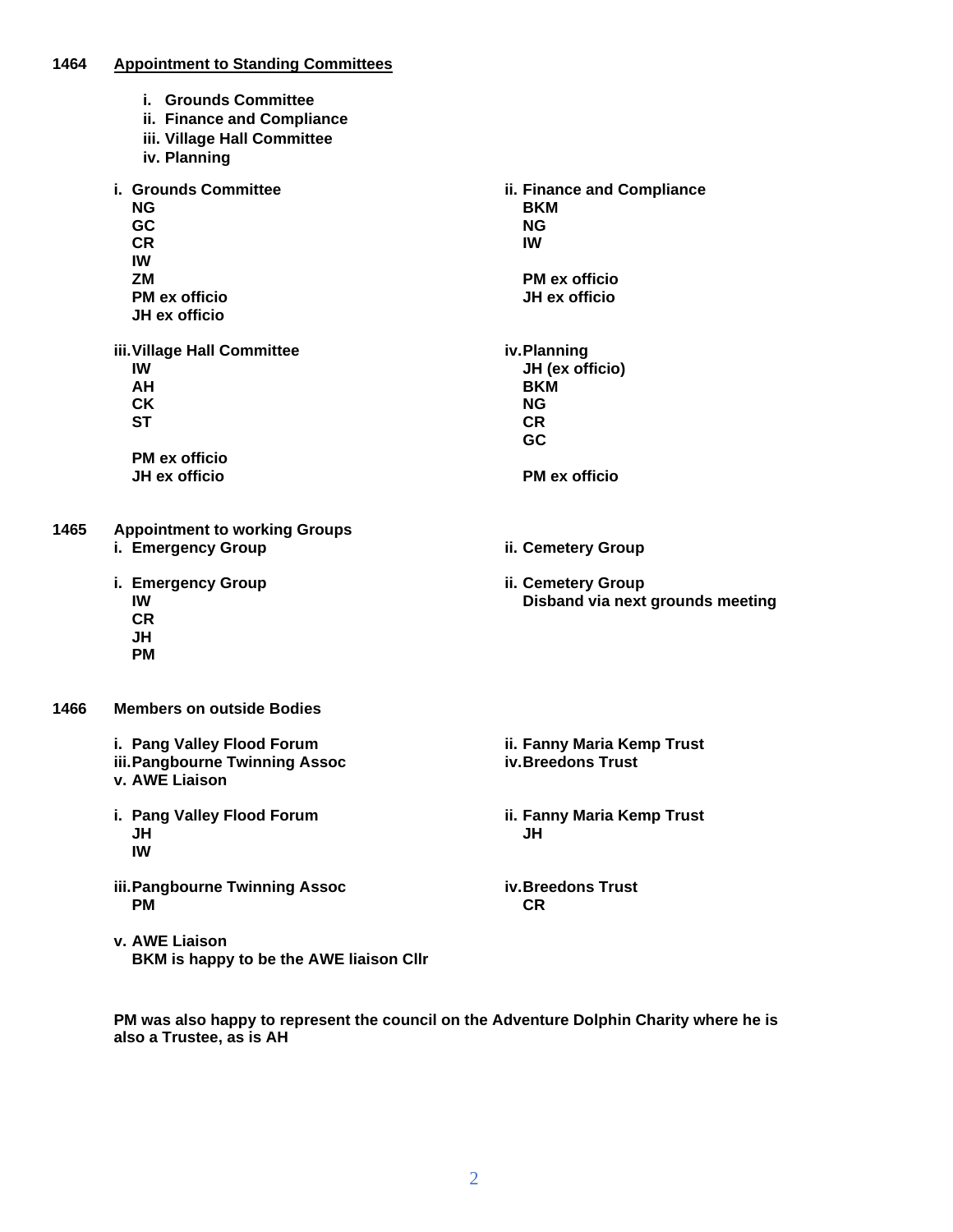**1464 Appointment to Standing Committees**

**i. Grounds Committee**
**ii. Finance and Compliance**
**iii. Village Hall Committee**
**iv. Planning**

**i. Grounds Committee**
**NG**
**GC**
**CR**
**IW**
**ZM**
**PM ex officio**
**JH ex officio**

**ii. Finance and Compliance**
**BKM**
**NG**
**IW**

**PM ex officio**
**JH ex officio**

**iii. Village Hall Committee**
**IW**
**AH**
**CK**
**ST**

**PM ex officio**
**JH ex officio**

**iv. Planning**
**JH (ex officio)**
**BKM**
**NG**
**CR**
**GC**

**PM ex officio**

**1465 Appointment to working Groups**

**i. Emergency Group**
**ii. Cemetery Group**

**i. Emergency Group**
**IW**
**CR**
**JH**
**PM**

**ii. Cemetery Group**
**Disband via next grounds meeting**

**1466 Members on outside Bodies**

**i. Pang Valley Flood Forum**
**ii. Fanny Maria Kemp Trust**
**iii. Pangbourne Twinning Assoc**
**iv. Breedons Trust**
**v. AWE Liaison**

**i. Pang Valley Flood Forum**
**JH**
**IW**

**ii. Fanny Maria Kemp Trust**
**JH**

**iii. Pangbourne Twinning Assoc**
**PM**

**iv. Breedons Trust**
**CR**

**v. AWE Liaison**
**BKM is happy to be the AWE liaison Cllr**

**PM was also happy to represent the council on the Adventure Dolphin Charity where he is also a Trustee, as is AH**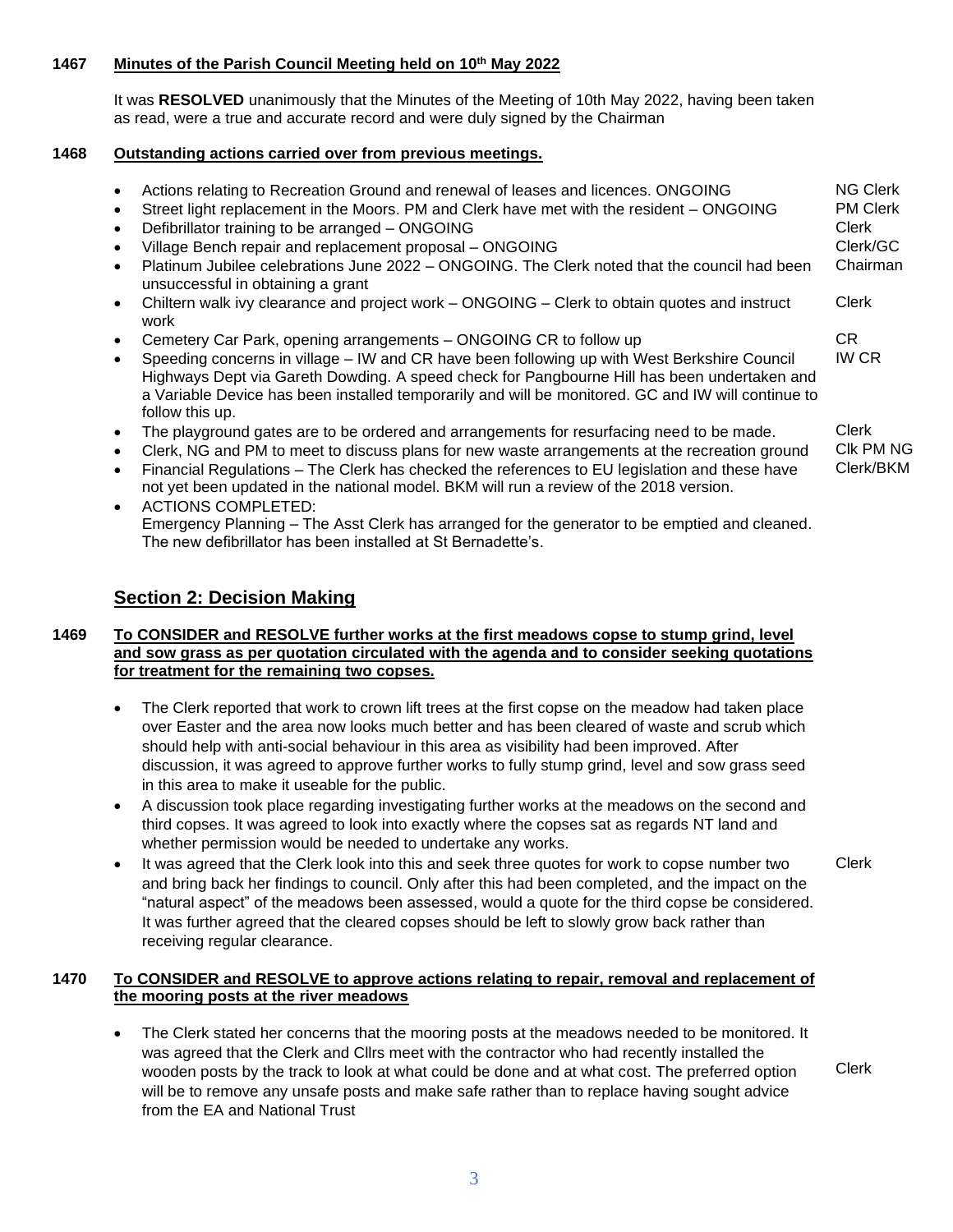**1467 Minutes of the Parish Council Meeting held on 10th May 2022**

It was **RESOLVED** unanimously that the Minutes of the Meeting of 10th May 2022, having been taken as read, were a true and accurate record and were duly signed by the Chairman

**1468 Outstanding actions carried over from previous meetings.**

- Actions relating to Recreation Ground and renewal of leases and licences. ONGOING — NG Clerk
- Street light replacement in the Moors. PM and Clerk have met with the resident – ONGOING — PM Clerk
- Defibrillator training to be arranged – ONGOING — Clerk
- Village Bench repair and replacement proposal – ONGOING — Clerk/GC
- Platinum Jubilee celebrations June 2022 – ONGOING. The Clerk noted that the council had been unsuccessful in obtaining a grant — Chairman
- Chiltern walk ivy clearance and project work – ONGOING – Clerk to obtain quotes and instruct work — Clerk
- Cemetery Car Park, opening arrangements – ONGOING CR to follow up — CR
- Speeding concerns in village – IW and CR have been following up with West Berkshire Council Highways Dept via Gareth Dowding. A speed check for Pangbourne Hill has been undertaken and a Variable Device has been installed temporarily and will be monitored. GC and IW will continue to follow this up. — IW CR
- The playground gates are to be ordered and arrangements for resurfacing need to be made. — Clerk
- Clerk, NG and PM to meet to discuss plans for new waste arrangements at the recreation ground — Clk PM NG
- Financial Regulations – The Clerk has checked the references to EU legislation and these have not yet been updated in the national model. BKM will run a review of the 2018 version. — Clerk/BKM
- ACTIONS COMPLETED:
  Emergency Planning – The Asst Clerk has arranged for the generator to be emptied and cleaned. The new defibrillator has been installed at St Bernadette's.

## Section 2: Decision Making

**1469 To CONSIDER and RESOLVE further works at the first meadows copse to stump grind, level and sow grass as per quotation circulated with the agenda and to consider seeking quotations for treatment for the remaining two copses.**

- The Clerk reported that work to crown lift trees at the first copse on the meadow had taken place over Easter and the area now looks much better and has been cleared of waste and scrub which should help with anti-social behaviour in this area as visibility had been improved. After discussion, it was agreed to approve further works to fully stump grind, level and sow grass seed in this area to make it useable for the public.
- A discussion took place regarding investigating further works at the meadows on the second and third copses. It was agreed to look into exactly where the copses sat as regards NT land and whether permission would be needed to undertake any works.
- It was agreed that the Clerk look into this and seek three quotes for work to copse number two and bring back her findings to council. Only after this had been completed, and the impact on the "natural aspect" of the meadows been assessed, would a quote for the third copse be considered. It was further agreed that the cleared copses should be left to slowly grow back rather than receiving regular clearance. — Clerk

**1470 To CONSIDER and RESOLVE to approve actions relating to repair, removal and replacement of the mooring posts at the river meadows**

- The Clerk stated her concerns that the mooring posts at the meadows needed to be monitored. It was agreed that the Clerk and Cllrs meet with the contractor who had recently installed the wooden posts by the track to look at what could be done and at what cost. The preferred option will be to remove any unsafe posts and make safe rather than to replace having sought advice from the EA and National Trust — Clerk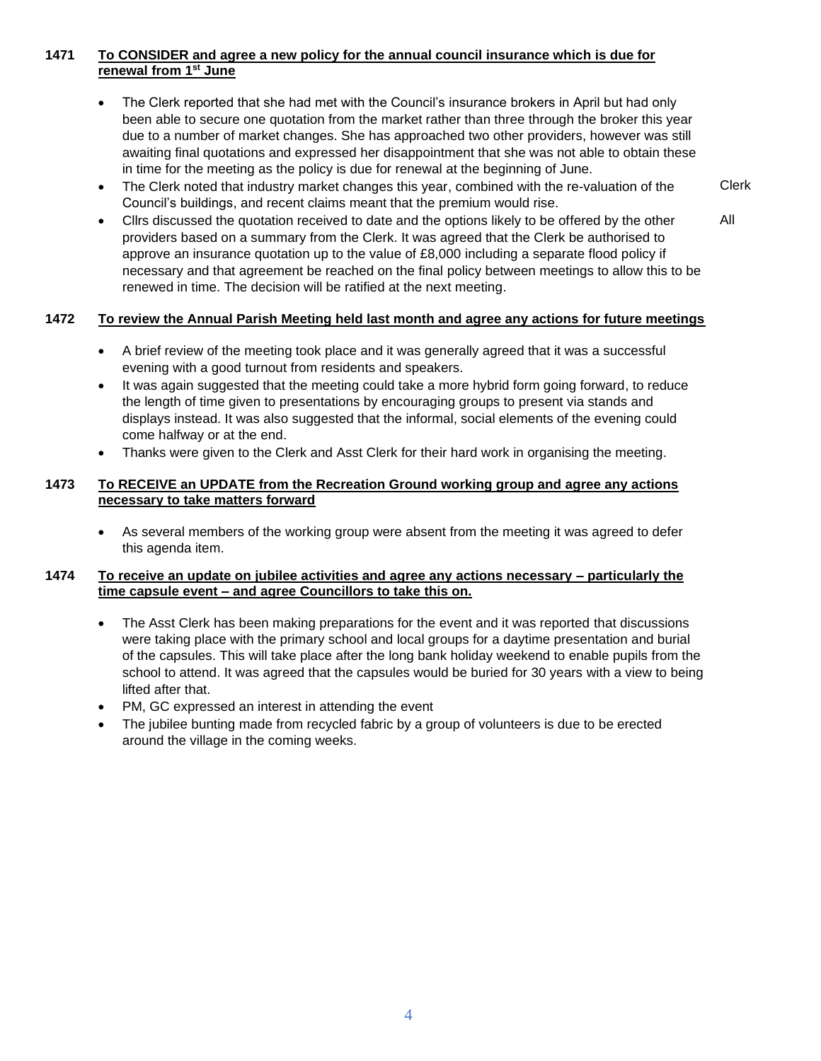**1471 To CONSIDER and agree a new policy for the annual council insurance which is due for renewal from 1st June**

- The Clerk reported that she had met with the Council's insurance brokers in April but had only been able to secure one quotation from the market rather than three through the broker this year due to a number of market changes. She has approached two other providers, however was still awaiting final quotations and expressed her disappointment that she was not able to obtain these in time for the meeting as the policy is due for renewal at the beginning of June.
- The Clerk noted that industry market changes this year, combined with the re-valuation of the Council's buildings, and recent claims meant that the premium would rise. — Clerk
- Cllrs discussed the quotation received to date and the options likely to be offered by the other providers based on a summary from the Clerk. It was agreed that the Clerk be authorised to approve an insurance quotation up to the value of £8,000 including a separate flood policy if necessary and that agreement be reached on the final policy between meetings to allow this to be renewed in time. The decision will be ratified at the next meeting. — All

**1472 To review the Annual Parish Meeting held last month and agree any actions for future meetings**

- A brief review of the meeting took place and it was generally agreed that it was a successful evening with a good turnout from residents and speakers.
- It was again suggested that the meeting could take a more hybrid form going forward, to reduce the length of time given to presentations by encouraging groups to present via stands and displays instead. It was also suggested that the informal, social elements of the evening could come halfway or at the end.
- Thanks were given to the Clerk and Asst Clerk for their hard work in organising the meeting.

**1473 To RECEIVE an UPDATE from the Recreation Ground working group and agree any actions necessary to take matters forward**

- As several members of the working group were absent from the meeting it was agreed to defer this agenda item.

**1474 To receive an update on jubilee activities and agree any actions necessary – particularly the time capsule event – and agree Councillors to take this on.**

- The Asst Clerk has been making preparations for the event and it was reported that discussions were taking place with the primary school and local groups for a daytime presentation and burial of the capsules. This will take place after the long bank holiday weekend to enable pupils from the school to attend. It was agreed that the capsules would be buried for 30 years with a view to being lifted after that.
- PM, GC expressed an interest in attending the event
- The jubilee bunting made from recycled fabric by a group of volunteers is due to be erected around the village in the coming weeks.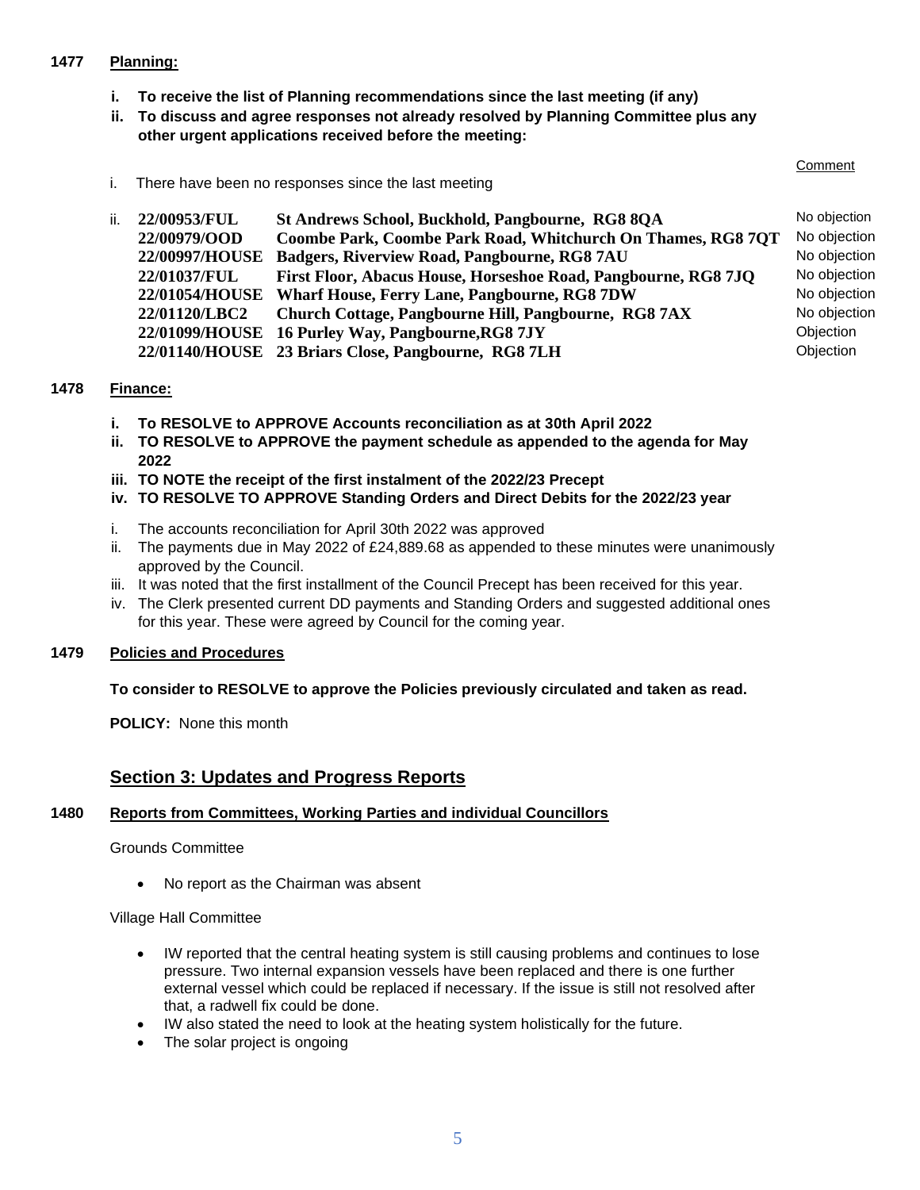**1477 Planning:**

- **i. To receive the list of Planning recommendations since the last meeting (if any)**
- **ii. To discuss and agree responses not already resolved by Planning Committee plus any other urgent applications received before the meeting:**

i. There have been no responses since the last meeting

| ii. | | Comment |
|---|---|---|
| **22/00953/FUL** | **St Andrews School, Buckhold, Pangbourne, RG8 8QA** | No objection |
| **22/00979/OOD** | **Coombe Park, Coombe Park Road, Whitchurch On Thames, RG8 7QT** | No objection |
| **22/00997/HOUSE** | **Badgers, Riverview Road, Pangbourne, RG8 7AU** | No objection |
| **22/01037/FUL** | **First Floor, Abacus House, Horseshoe Road, Pangbourne, RG8 7JQ** | No objection |
| **22/01054/HOUSE** | **Wharf House, Ferry Lane, Pangbourne, RG8 7DW** | No objection |
| **22/01120/LBC2** | **Church Cottage, Pangbourne Hill, Pangbourne, RG8 7AX** | No objection |
| **22/01099/HOUSE** | **16 Purley Way, Pangbourne,RG8 7JY** | Objection |
| **22/01140/HOUSE** | **23 Briars Close, Pangbourne, RG8 7LH** | Objection |

**1478 Finance:**

- **i. To RESOLVE to APPROVE Accounts reconciliation as at 30th April 2022**
- **ii. TO RESOLVE to APPROVE the payment schedule as appended to the agenda for May 2022**
- **iii. TO NOTE the receipt of the first instalment of the 2022/23 Precept**
- **iv. TO RESOLVE TO APPROVE Standing Orders and Direct Debits for the 2022/23 year**

i. The accounts reconciliation for April 30th 2022 was approved

ii. The payments due in May 2022 of £24,889.68 as appended to these minutes were unanimously approved by the Council.

iii. It was noted that the first installment of the Council Precept has been received for this year.

iv. The Clerk presented current DD payments and Standing Orders and suggested additional ones for this year. These were agreed by Council for the coming year.

**1479 Policies and Procedures**

**To consider to RESOLVE to approve the Policies previously circulated and taken as read.**

**POLICY:** None this month

## Section 3: Updates and Progress Reports

**1480 Reports from Committees, Working Parties and individual Councillors**

Grounds Committee

- No report as the Chairman was absent

Village Hall Committee

- IW reported that the central heating system is still causing problems and continues to lose pressure. Two internal expansion vessels have been replaced and there is one further external vessel which could be replaced if necessary. If the issue is still not resolved after that, a radwell fix could be done.
- IW also stated the need to look at the heating system holistically for the future.
- The solar project is ongoing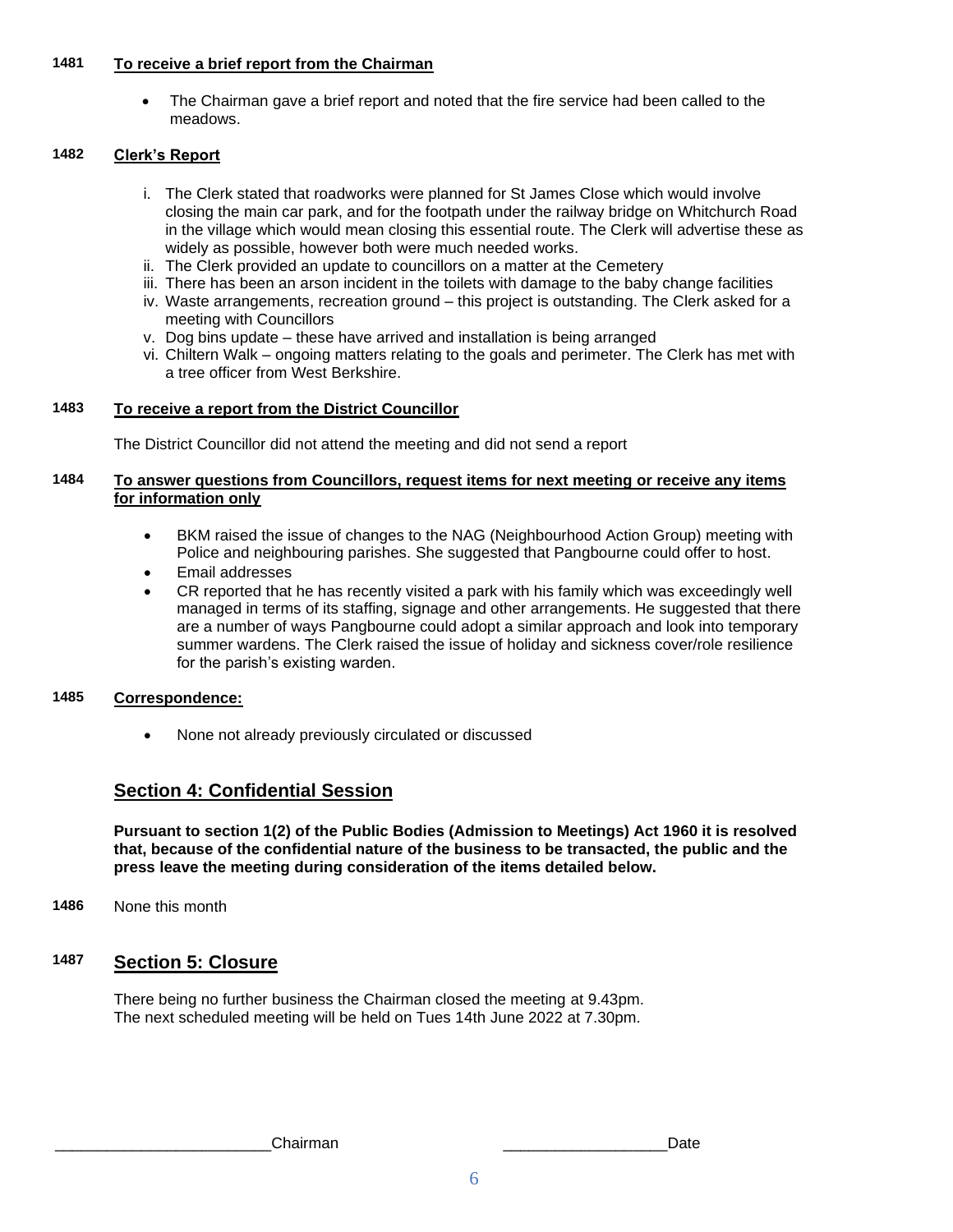**1481 To receive a brief report from the Chairman**

- The Chairman gave a brief report and noted that the fire service had been called to the meadows.

**1482 Clerk's Report**

i. The Clerk stated that roadworks were planned for St James Close which would involve closing the main car park, and for the footpath under the railway bridge on Whitchurch Road in the village which would mean closing this essential route. The Clerk will advertise these as widely as possible, however both were much needed works.
ii. The Clerk provided an update to councillors on a matter at the Cemetery
iii. There has been an arson incident in the toilets with damage to the baby change facilities
iv. Waste arrangements, recreation ground – this project is outstanding. The Clerk asked for a meeting with Councillors
v. Dog bins update – these have arrived and installation is being arranged
vi. Chiltern Walk – ongoing matters relating to the goals and perimeter. The Clerk has met with a tree officer from West Berkshire.

**1483 To receive a report from the District Councillor**

The District Councillor did not attend the meeting and did not send a report

**1484 To answer questions from Councillors, request items for next meeting or receive any items for information only**

- BKM raised the issue of changes to the NAG (Neighbourhood Action Group) meeting with Police and neighbouring parishes. She suggested that Pangbourne could offer to host.
- Email addresses
- CR reported that he has recently visited a park with his family which was exceedingly well managed in terms of its staffing, signage and other arrangements. He suggested that there are a number of ways Pangbourne could adopt a similar approach and look into temporary summer wardens. The Clerk raised the issue of holiday and sickness cover/role resilience for the parish's existing warden.

**1485 Correspondence:**

- None not already previously circulated or discussed

## Section 4: Confidential Session

**Pursuant to section 1(2) of the Public Bodies (Admission to Meetings) Act 1960 it is resolved that, because of the confidential nature of the business to be transacted, the public and the press leave the meeting during consideration of the items detailed below.**

**1486** None this month

## 1487 Section 5: Closure

There being no further business the Chairman closed the meeting at 9.43pm.
The next scheduled meeting will be held on Tues 14th June 2022 at 7.30pm.

________________________Chairman ________________Date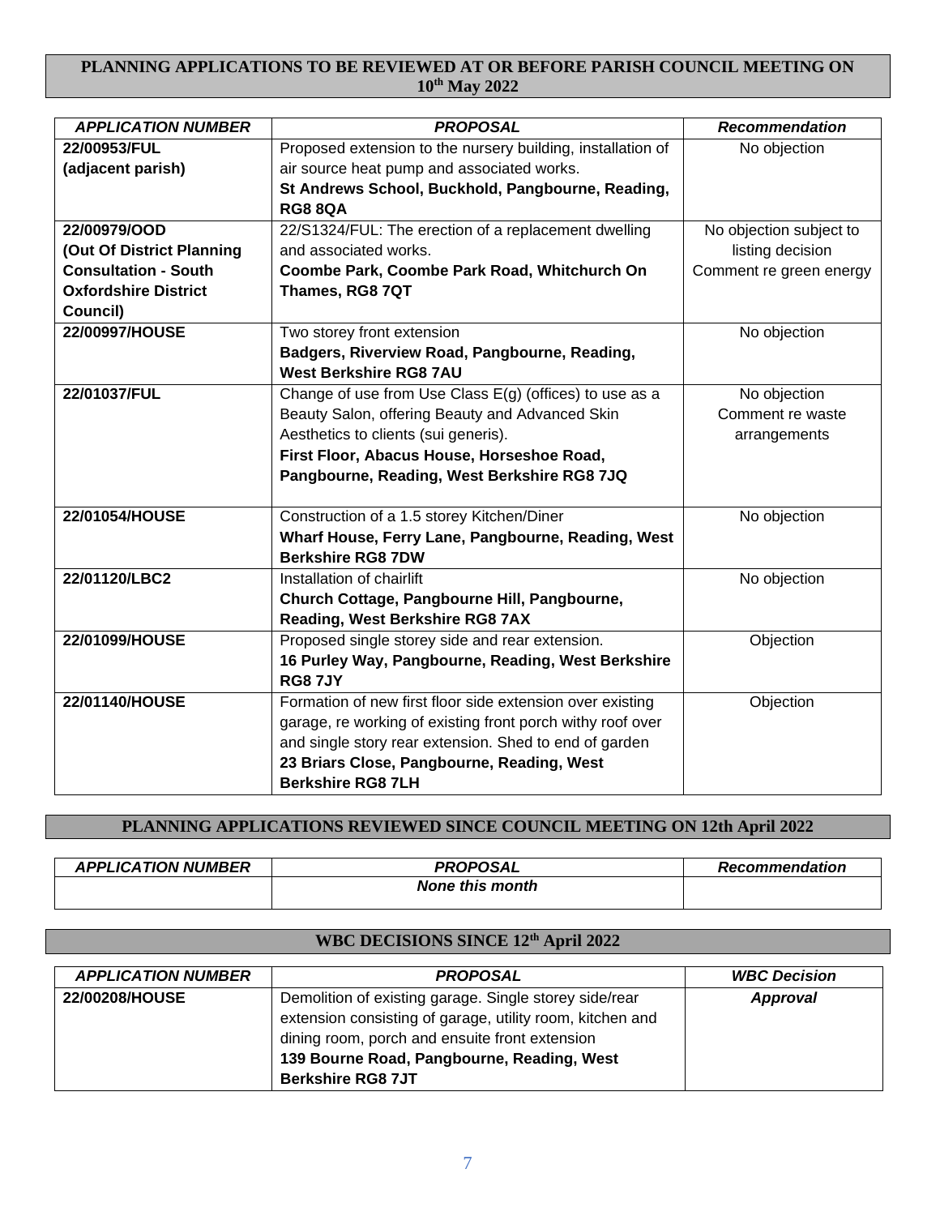## PLANNING APPLICATIONS TO BE REVIEWED AT OR BEFORE PARISH COUNCIL MEETING ON 10th May 2022

| *APPLICATION NUMBER* | *PROPOSAL* | *Recommendation* |
|---|---|---|
| **22/00953/FUL (adjacent parish)** | Proposed extension to the nursery building, installation of air source heat pump and associated works. **St Andrews School, Buckhold, Pangbourne, Reading, RG8 8QA** | No objection |
| **22/00979/OOD (Out Of District Planning Consultation - South Oxfordshire District Council)** | 22/S1324/FUL: The erection of a replacement dwelling and associated works. **Coombe Park, Coombe Park Road, Whitchurch On Thames, RG8 7QT** | No objection subject to listing decision Comment re green energy |
| **22/00997/HOUSE** | Two storey front extension **Badgers, Riverview Road, Pangbourne, Reading, West Berkshire RG8 7AU** | No objection |
| **22/01037/FUL** | Change of use from Use Class E(g) (offices) to use as a Beauty Salon, offering Beauty and Advanced Skin Aesthetics to clients (sui generis). **First Floor, Abacus House, Horseshoe Road, Pangbourne, Reading, West Berkshire RG8 7JQ** | No objection Comment re waste arrangements |
| **22/01054/HOUSE** | Construction of a 1.5 storey Kitchen/Diner **Wharf House, Ferry Lane, Pangbourne, Reading, West Berkshire RG8 7DW** | No objection |
| **22/01120/LBC2** | Installation of chairlift **Church Cottage, Pangbourne Hill, Pangbourne, Reading, West Berkshire RG8 7AX** | No objection |
| **22/01099/HOUSE** | Proposed single storey side and rear extension. **16 Purley Way, Pangbourne, Reading, West Berkshire RG8 7JY** | Objection |
| **22/01140/HOUSE** | Formation of new first floor side extension over existing garage, re working of existing front porch withy roof over and single story rear extension. Shed to end of garden **23 Briars Close, Pangbourne, Reading, West Berkshire RG8 7LH** | Objection |

## PLANNING APPLICATIONS REVIEWED SINCE COUNCIL MEETING ON 12th April 2022

| *APPLICATION NUMBER* | *PROPOSAL* | *Recommendation* |
|---|---|---|
| | ***None this month*** | |

## WBC DECISIONS SINCE 12th April 2022

| *APPLICATION NUMBER* | *PROPOSAL* | *WBC Decision* |
|---|---|---|
| **22/00208/HOUSE** | Demolition of existing garage. Single storey side/rear extension consisting of garage, utility room, kitchen and dining room, porch and ensuite front extension **139 Bourne Road, Pangbourne, Reading, West Berkshire RG8 7JT** | ***Approval*** |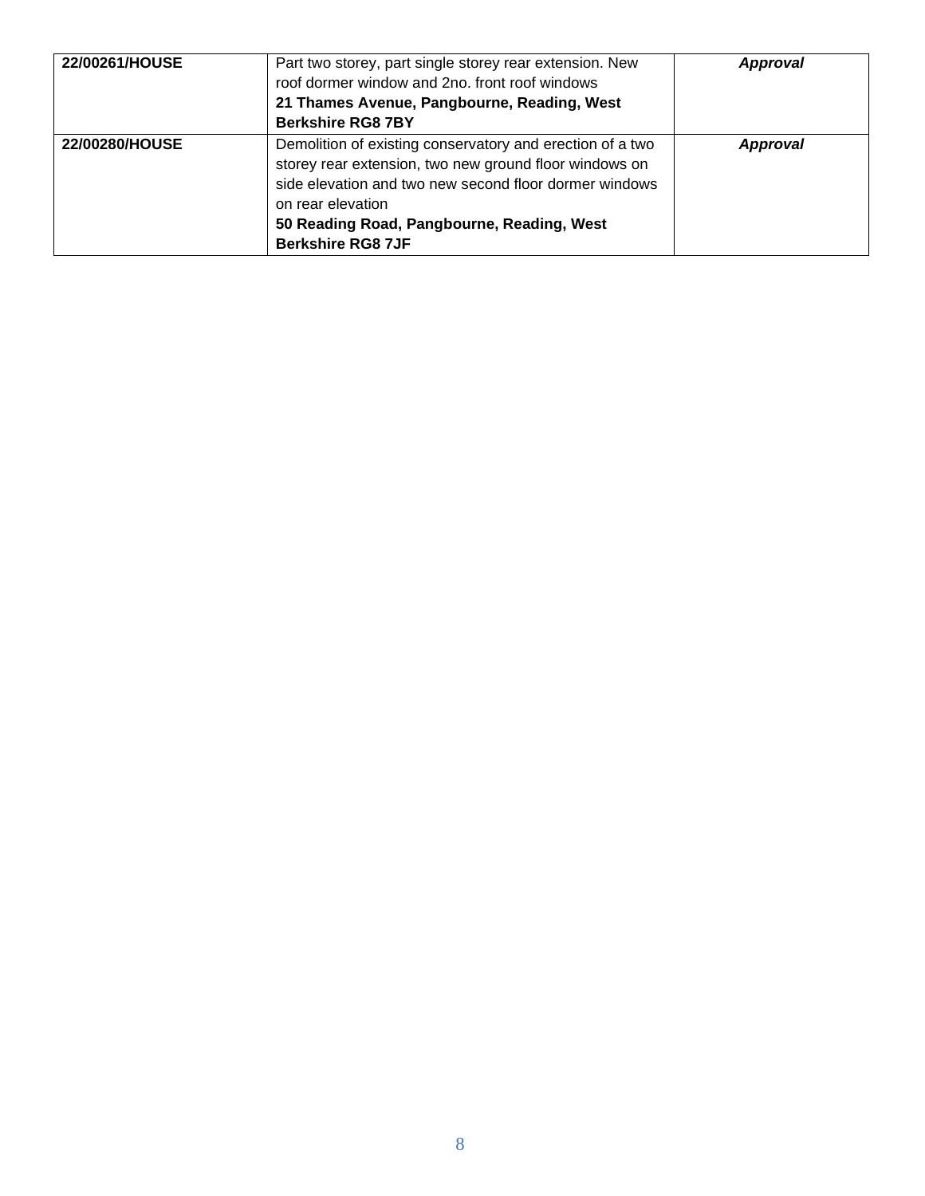| | | |
|---|---|---|
| **22/00261/HOUSE** | Part two storey, part single storey rear extension. New roof dormer window and 2no. front roof windows **21 Thames Avenue, Pangbourne, Reading, West Berkshire RG8 7BY** | ***Approval*** |
| **22/00280/HOUSE** | Demolition of existing conservatory and erection of a two storey rear extension, two new ground floor windows on side elevation and two new second floor dormer windows on rear elevation **50 Reading Road, Pangbourne, Reading, West Berkshire RG8 7JF** | ***Approval*** |